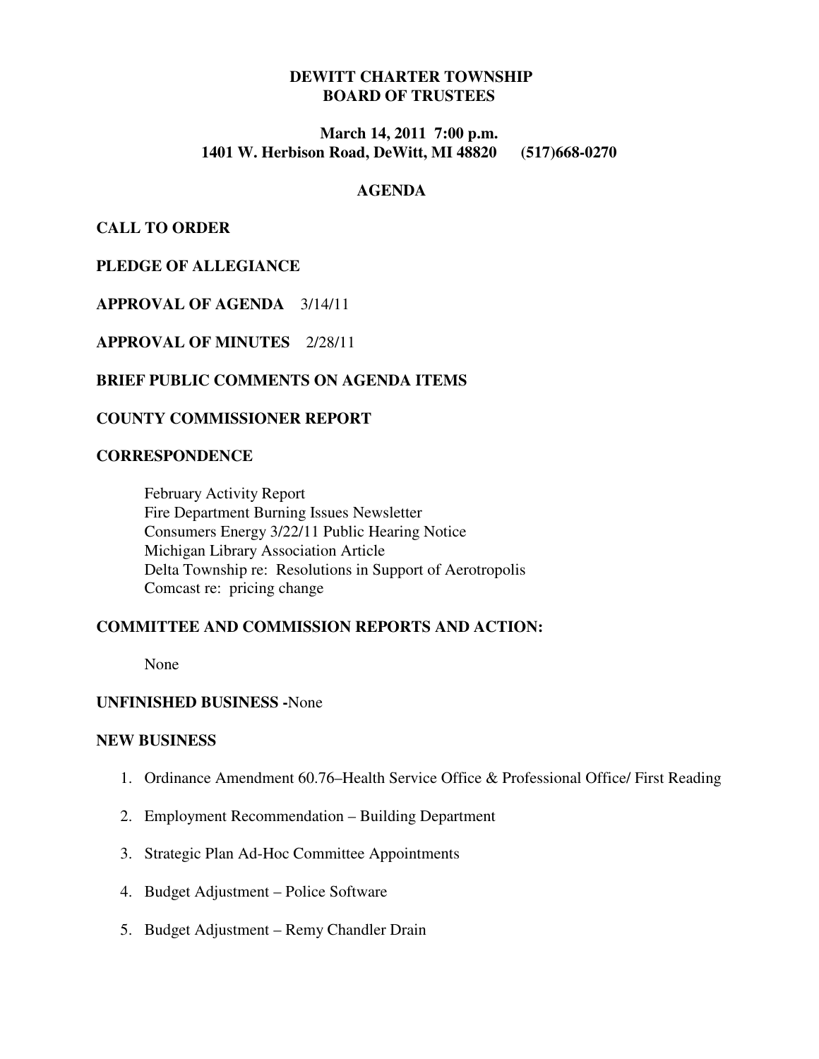# DEWITT CHARTER TOWNSHIP
# BOARD OF TRUSTEES

**March 14, 2011 7:00 p.m.**
**1401 W. Herbison Road, DeWitt, MI 48820 (517)668-0270**

## AGENDA

**CALL TO ORDER**

**PLEDGE OF ALLEGIANCE**

**APPROVAL OF AGENDA** 3/14/11

**APPROVAL OF MINUTES** 2/28/11

**BRIEF PUBLIC COMMENTS ON AGENDA ITEMS**

**COUNTY COMMISSIONER REPORT**

**CORRESPONDENCE**

February Activity Report
Fire Department Burning Issues Newsletter
Consumers Energy 3/22/11 Public Hearing Notice
Michigan Library Association Article
Delta Township re: Resolutions in Support of Aerotropolis
Comcast re: pricing change

**COMMITTEE AND COMMISSION REPORTS AND ACTION:**

None

**UNFINISHED BUSINESS -**None

**NEW BUSINESS**

1. Ordinance Amendment 60.76–Health Service Office & Professional Office/ First Reading
2. Employment Recommendation – Building Department
3. Strategic Plan Ad-Hoc Committee Appointments
4. Budget Adjustment – Police Software
5. Budget Adjustment – Remy Chandler Drain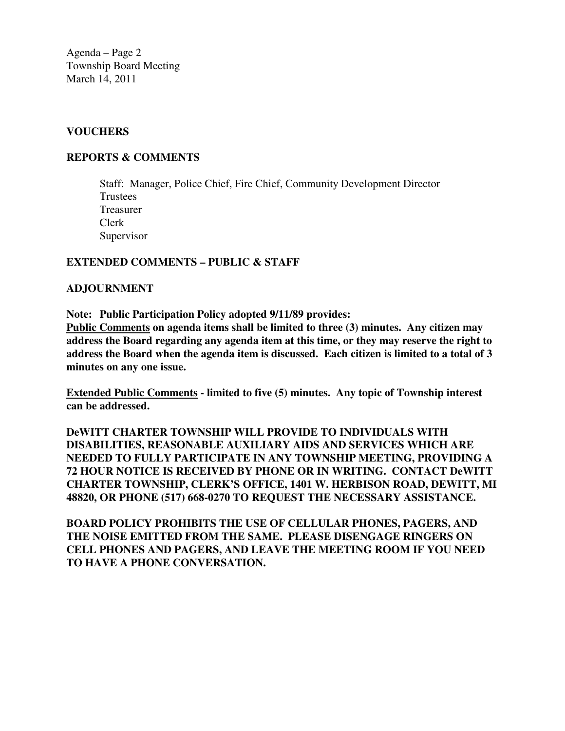Agenda – Page 2
Township Board Meeting
March 14, 2011

**VOUCHERS**

**REPORTS & COMMENTS**

Staff: Manager, Police Chief, Fire Chief, Community Development Director
Trustees
Treasurer
Clerk
Supervisor

**EXTENDED COMMENTS – PUBLIC & STAFF**

**ADJOURNMENT**

**Note: Public Participation Policy adopted 9/11/89 provides:**
**<u>Public Comments</u> on agenda items shall be limited to three (3) minutes. Any citizen may address the Board regarding any agenda item at this time, or they may reserve the right to address the Board when the agenda item is discussed. Each citizen is limited to a total of 3 minutes on any one issue.**

**<u>Extended Public Comments</u> - limited to five (5) minutes. Any topic of Township interest can be addressed.**

**DeWITT CHARTER TOWNSHIP WILL PROVIDE TO INDIVIDUALS WITH DISABILITIES, REASONABLE AUXILIARY AIDS AND SERVICES WHICH ARE NEEDED TO FULLY PARTICIPATE IN ANY TOWNSHIP MEETING, PROVIDING A 72 HOUR NOTICE IS RECEIVED BY PHONE OR IN WRITING. CONTACT DeWITT CHARTER TOWNSHIP, CLERK'S OFFICE, 1401 W. HERBISON ROAD, DEWITT, MI 48820, OR PHONE (517) 668-0270 TO REQUEST THE NECESSARY ASSISTANCE.**

**BOARD POLICY PROHIBITS THE USE OF CELLULAR PHONES, PAGERS, AND THE NOISE EMITTED FROM THE SAME. PLEASE DISENGAGE RINGERS ON CELL PHONES AND PAGERS, AND LEAVE THE MEETING ROOM IF YOU NEED TO HAVE A PHONE CONVERSATION.**